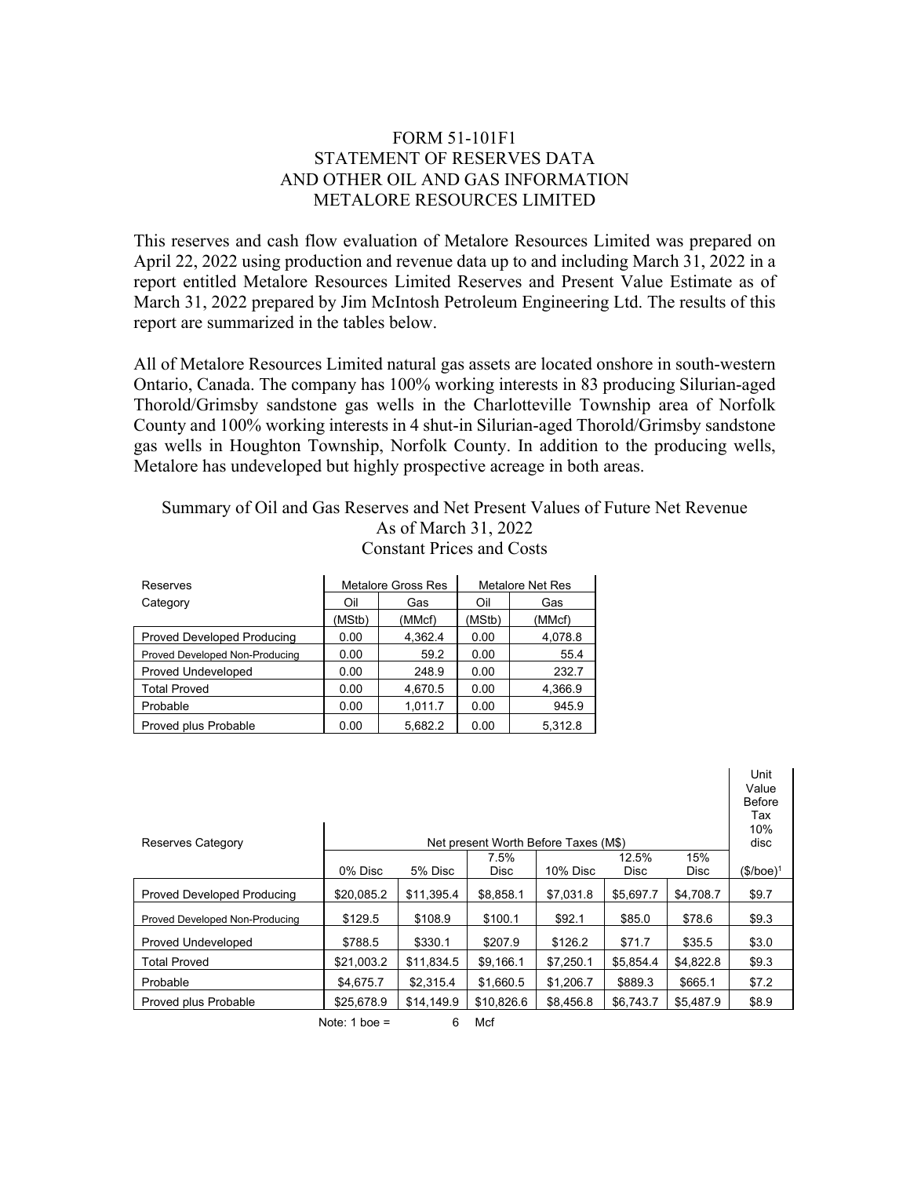# FORM 51-101F1
# STATEMENT OF RESERVES DATA AND OTHER OIL AND GAS INFORMATION
# METALORE RESOURCES LIMITED

This reserves and cash flow evaluation of Metalore Resources Limited was prepared on April 22, 2022 using production and revenue data up to and including March 31, 2022 in a report entitled Metalore Resources Limited Reserves and Present Value Estimate as of March 31, 2022 prepared by Jim McIntosh Petroleum Engineering Ltd. The results of this report are summarized in the tables below.

All of Metalore Resources Limited natural gas assets are located onshore in south-western Ontario, Canada. The company has 100% working interests in 83 producing Silurian-aged Thorold/Grimsby sandstone gas wells in the Charlotteville Township area of Norfolk County and 100% working interests in 4 shut-in Silurian-aged Thorold/Grimsby sandstone gas wells in Houghton Township, Norfolk County. In addition to the producing wells, Metalore has undeveloped but highly prospective acreage in both areas.

### Summary of Oil and Gas Reserves and Net Present Values of Future Net Revenue As of March 31, 2022 Constant Prices and Costs

| Reserves Category | Metalore Gross Res | | Metalore Net Res | |
|---|---|---|---|---|
| | Oil (MStb) | Gas (MMcf) | Oil (MStb) | Gas (MMcf) |
| Proved Developed Producing | 0.00 | 4,362.4 | 0.00 | 4,078.8 |
| Proved Developed Non-Producing | 0.00 | 59.2 | 0.00 | 55.4 |
| Proved Undeveloped | 0.00 | 248.9 | 0.00 | 232.7 |
| Total Proved | 0.00 | 4,670.5 | 0.00 | 4,366.9 |
| Probable | 0.00 | 1,011.7 | 0.00 | 945.9 |
| Proved plus Probable | 0.00 | 5,682.2 | 0.00 | 5,312.8 |

| Reserves Category | Net present Worth Before Taxes (M$) | | | | | | Unit Value Before Tax 10% disc |
|---|---|---|---|---|---|---|---|
| | 0% Disc | 5% Disc | 7.5% Disc | 10% Disc | 12.5% Disc | 15% Disc | ($/boe)[1] |
| Proved Developed Producing | $20,085.2 | $11,395.4 | $8,858.1 | $7,031.8 | $5,697.7 | $4,708.7 | $9.7 |
| Proved Developed Non-Producing | $129.5 | $108.9 | $100.1 | $92.1 | $85.0 | $78.6 | $9.3 |
| Proved Undeveloped | $788.5 | $330.1 | $207.9 | $126.2 | $71.7 | $35.5 | $3.0 |
| Total Proved | $21,003.2 | $11,834.5 | $9,166.1 | $7,250.1 | $5,854.4 | $4,822.8 | $9.3 |
| Probable | $4,675.7 | $2,315.4 | $1,660.5 | $1,206.7 | $889.3 | $665.1 | $7.2 |
| Proved plus Probable | $25,678.9 | $14,149.9 | $10,826.6 | $8,456.8 | $6,743.7 | $5,487.9 | $8.9 |

Note: 1 boe = 6 Mcf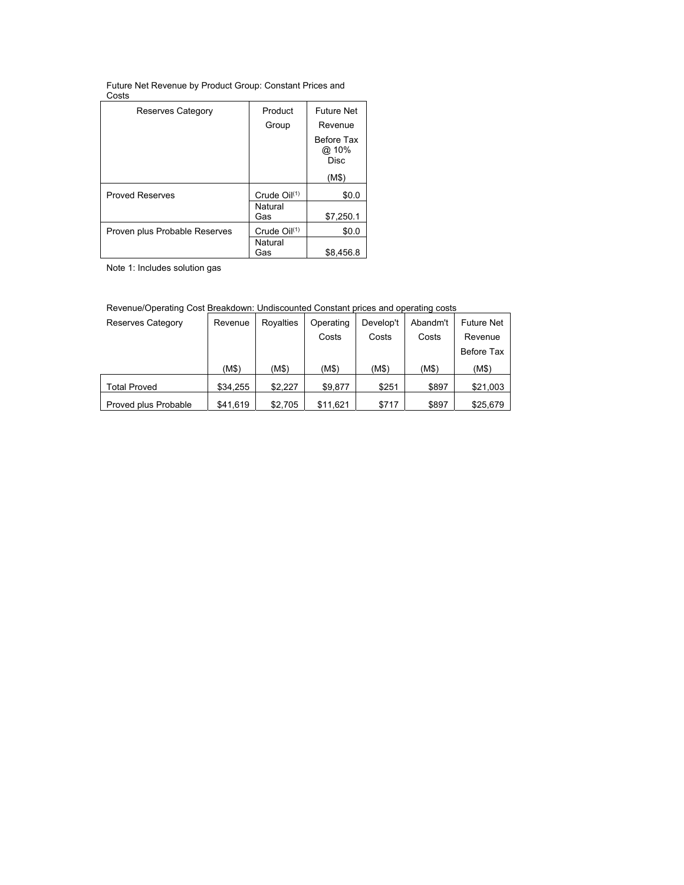Future Net Revenue by Product Group: Constant Prices and Costs

| Reserves Category | Product Group | Future Net Revenue Before Tax @ 10% Disc (M$) |
| --- | --- | --- |
| Proved Reserves | Crude Oil[(1)] | $0.0 |
| | Natural Gas | $7,250.1 |
| Proven plus Probable Reserves | Crude Oil[(1)] | $0.0 |
| | Natural Gas | $8,456.8 |

Note 1: Includes solution gas

Revenue/Operating Cost Breakdown: Undiscounted Constant prices and operating costs

| Reserves Category | Revenue (M$) | Royalties (M$) | Operating Costs (M$) | Develop't Costs (M$) | Abandm't Costs (M$) | Future Net Revenue Before Tax (M$) |
| --- | --- | --- | --- | --- | --- | --- |
| Total Proved | $34,255 | $2,227 | $9,877 | $251 | $897 | $21,003 |
| Proved plus Probable | $41,619 | $2,705 | $11,621 | $717 | $897 | $25,679 |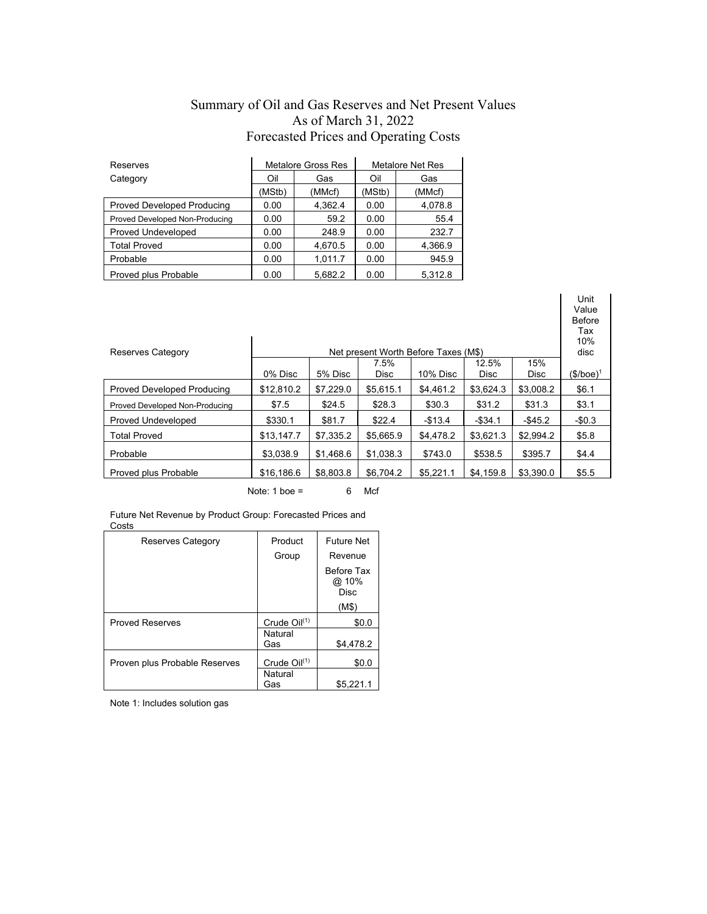# Summary of Oil and Gas Reserves and Net Present Values
## As of March 31, 2022
## Forecasted Prices and Operating Costs

| Reserves Category | Metalore Gross Res | | Metalore Net Res | |
|---|---|---|---|---|
| | Oil | Gas | Oil | Gas |
| | (MStb) | (MMcf) | (MStb) | (MMcf) |
| Proved Developed Producing | 0.00 | 4,362.4 | 0.00 | 4,078.8 |
| Proved Developed Non-Producing | 0.00 | 59.2 | 0.00 | 55.4 |
| Proved Undeveloped | 0.00 | 248.9 | 0.00 | 232.7 |
| Total Proved | 0.00 | 4,670.5 | 0.00 | 4,366.9 |
| Probable | 0.00 | 1,011.7 | 0.00 | 945.9 |
| Proved plus Probable | 0.00 | 5,682.2 | 0.00 | 5,312.8 |

| Reserves Category | Net present Worth Before Taxes (M$) | | | | | | Unit Value Before Tax 10% disc |
|---|---|---|---|---|---|---|---|
| | 0% Disc | 5% Disc | 7.5% Disc | 10% Disc | 12.5% Disc | 15% Disc | ($/boe)[1] |
| Proved Developed Producing | $12,810.2 | $7,229.0 | $5,615.1 | $4,461.2 | $3,624.3 | $3,008.2 | $6.1 |
| Proved Developed Non-Producing | $7.5 | $24.5 | $28.3 | $30.3 | $31.2 | $31.3 | $3.1 |
| Proved Undeveloped | $330.1 | $81.7 | $22.4 | -$13.4 | -$34.1 | -$45.2 | -$0.3 |
| Total Proved | $13,147.7 | $7,335.2 | $5,665.9 | $4,478.2 | $3,621.3 | $2,994.2 | $5.8 |
| Probable | $3,038.9 | $1,468.6 | $1,038.3 | $743.0 | $538.5 | $395.7 | $4.4 |
| Proved plus Probable | $16,186.6 | $8,803.8 | $6,704.2 | $5,221.1 | $4,159.8 | $3,390.0 | $5.5 |

Note: 1 boe = 6 Mcf

Future Net Revenue by Product Group: Forecasted Prices and Costs

| Reserves Category | Product Group | Future Net Revenue Before Tax @ 10% Disc (M$) |
|---|---|---|
| Proved Reserves | Crude Oil[(1)] | $0.0 |
| | Natural Gas | $4,478.2 |
| Proven plus Probable Reserves | Crude Oil[(1)] | $0.0 |
| | Natural Gas | $5,221.1 |

Note 1: Includes solution gas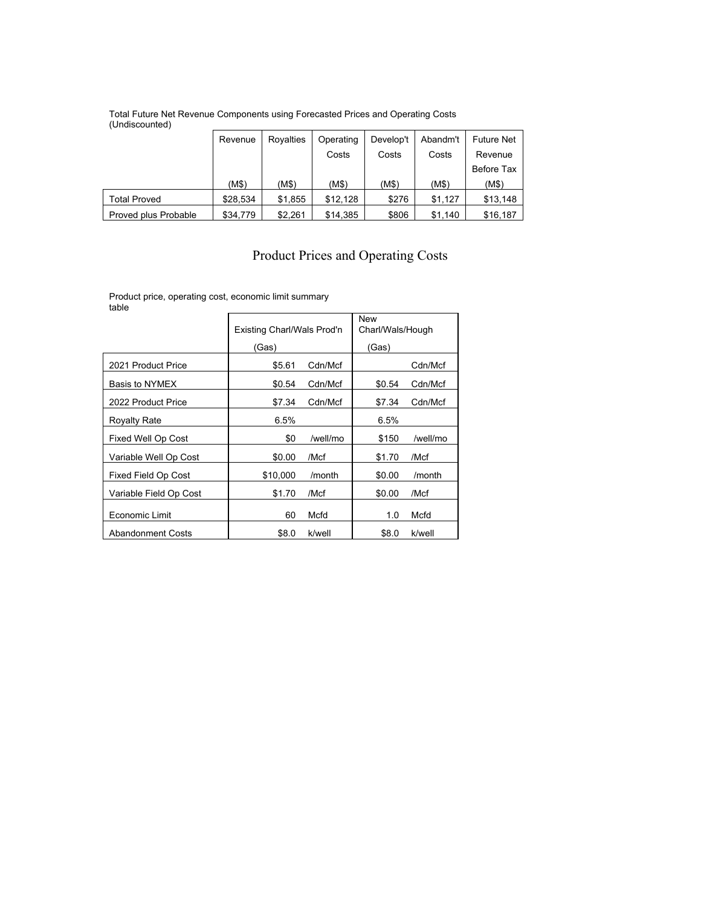Total Future Net Revenue Components using Forecasted Prices and Operating Costs (Undiscounted)

| | Revenue (M$) | Royalties (M$) | Operating Costs (M$) | Develop't Costs (M$) | Abandm't Costs (M$) | Future Net Revenue Before Tax (M$) |
|---|---|---|---|---|---|---|
| Total Proved | $28,534 | $1,855 | $12,128 | $276 | $1,127 | $13,148 |
| Proved plus Probable | $34,779 | $2,261 | $14,385 | $806 | $1,140 | $16,187 |

## Product Prices and Operating Costs

Product price, operating cost, economic limit summary table

| | Existing Charl/Wals Prod'n (Gas) | | New Charl/Wals/Hough (Gas) | |
|---|---|---|---|---|
| 2021 Product Price | $5.61 | Cdn/Mcf | | Cdn/Mcf |
| Basis to NYMEX | $0.54 | Cdn/Mcf | $0.54 | Cdn/Mcf |
| 2022 Product Price | $7.34 | Cdn/Mcf | $7.34 | Cdn/Mcf |
| Royalty Rate | 6.5% | | 6.5% | |
| Fixed Well Op Cost | $0 | /well/mo | $150 | /well/mo |
| Variable Well Op Cost | $0.00 | /Mcf | $1.70 | /Mcf |
| Fixed Field Op Cost | $10,000 | /month | $0.00 | /month |
| Variable Field Op Cost | $1.70 | /Mcf | $0.00 | /Mcf |
| Economic Limit | 60 | Mcfd | 1.0 | Mcfd |
| Abandonment Costs | $8.0 | k/well | $8.0 | k/well |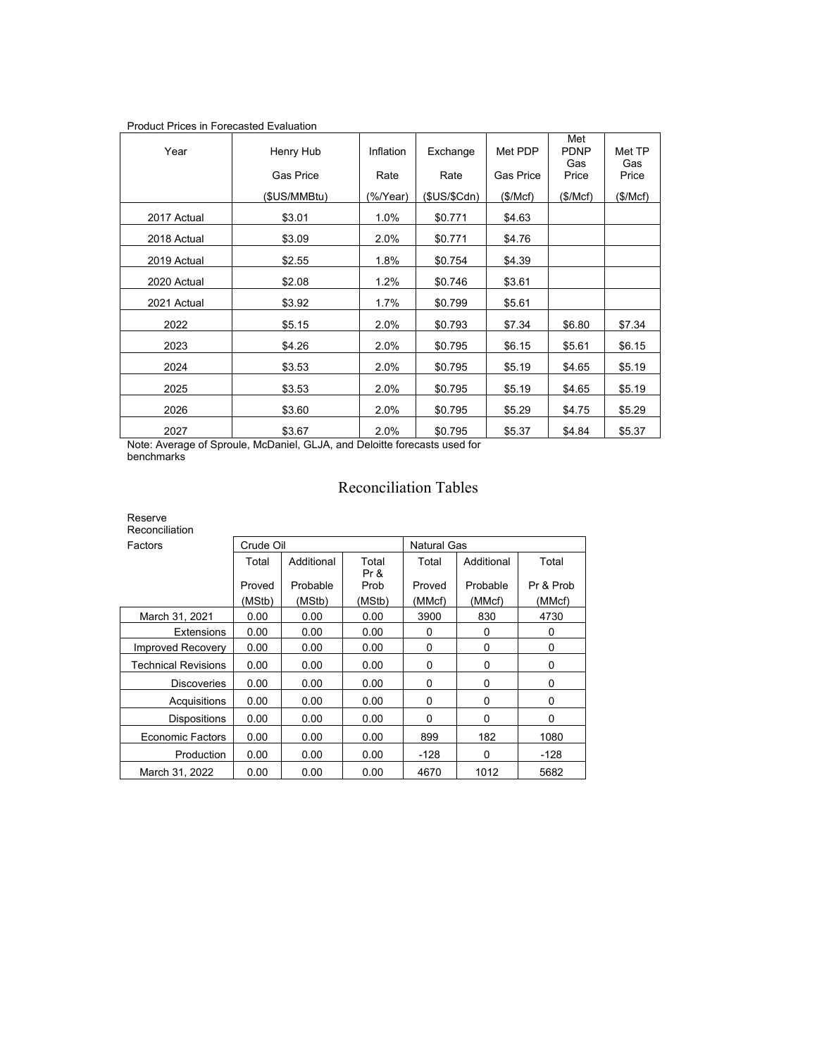Product Prices in Forecasted Evaluation

| Year | Henry Hub Gas Price ($US/MMBtu) | Inflation Rate (%/Year) | Exchange Rate ($US/$Cdn) | Met PDP Gas Price ($/Mcf) | Met PDNP Gas Price ($/Mcf) | Met TP Gas Price ($/Mcf) |
|---|---|---|---|---|---|---|
| 2017 Actual | $3.01 | 1.0% | $0.771 | $4.63 | | |
| 2018 Actual | $3.09 | 2.0% | $0.771 | $4.76 | | |
| 2019 Actual | $2.55 | 1.8% | $0.754 | $4.39 | | |
| 2020 Actual | $2.08 | 1.2% | $0.746 | $3.61 | | |
| 2021 Actual | $3.92 | 1.7% | $0.799 | $5.61 | | |
| 2022 | $5.15 | 2.0% | $0.793 | $7.34 | $6.80 | $7.34 |
| 2023 | $4.26 | 2.0% | $0.795 | $6.15 | $5.61 | $6.15 |
| 2024 | $3.53 | 2.0% | $0.795 | $5.19 | $4.65 | $5.19 |
| 2025 | $3.53 | 2.0% | $0.795 | $5.19 | $4.65 | $5.19 |
| 2026 | $3.60 | 2.0% | $0.795 | $5.29 | $4.75 | $5.29 |
| 2027 | $3.67 | 2.0% | $0.795 | $5.37 | $4.84 | $5.37 |

Note: Average of Sproule, McDaniel, GLJA, and Deloitte forecasts used for benchmarks

# Reconciliation Tables

| Reserve Reconciliation Factors | Crude Oil | | | Natural Gas | | |
|---|---|---|---|---|---|---|
| | Total Proved (MStb) | Additional Probable (MStb) | Total Pr & Prob (MStb) | Total Proved (MMcf) | Additional Probable (MMcf) | Total Pr & Prob (MMcf) |
| March 31, 2021 | 0.00 | 0.00 | 0.00 | 3900 | 830 | 4730 |
| Extensions | 0.00 | 0.00 | 0.00 | 0 | 0 | 0 |
| Improved Recovery | 0.00 | 0.00 | 0.00 | 0 | 0 | 0 |
| Technical Revisions | 0.00 | 0.00 | 0.00 | 0 | 0 | 0 |
| Discoveries | 0.00 | 0.00 | 0.00 | 0 | 0 | 0 |
| Acquisitions | 0.00 | 0.00 | 0.00 | 0 | 0 | 0 |
| Dispositions | 0.00 | 0.00 | 0.00 | 0 | 0 | 0 |
| Economic Factors | 0.00 | 0.00 | 0.00 | 899 | 182 | 1080 |
| Production | 0.00 | 0.00 | 0.00 | -128 | 0 | -128 |
| March 31, 2022 | 0.00 | 0.00 | 0.00 | 4670 | 1012 | 5682 |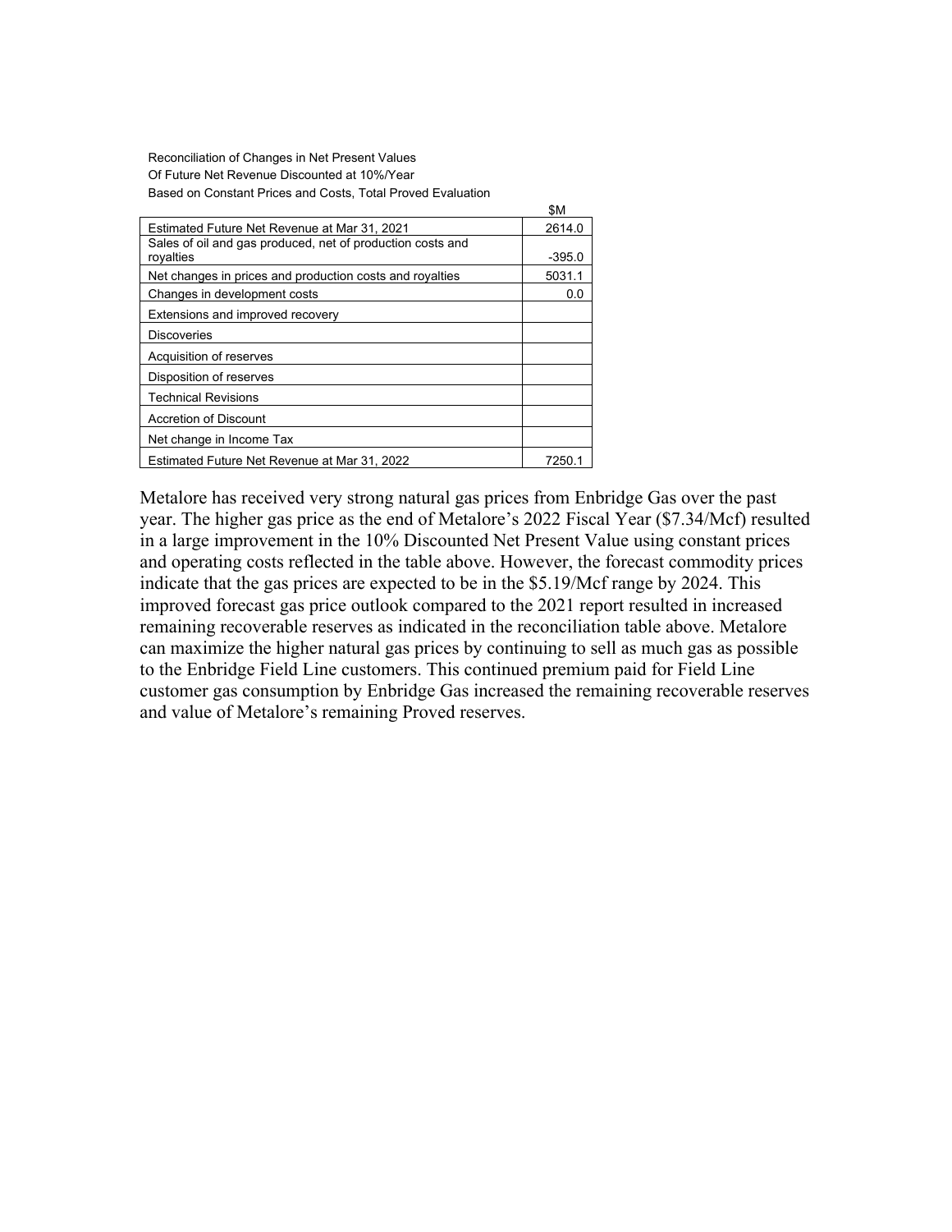Reconciliation of Changes in Net Present Values
Of Future Net Revenue Discounted at 10%/Year
Based on Constant Prices and Costs, Total Proved Evaluation

| | $M |
|---|---|
| Estimated Future Net Revenue at Mar 31, 2021 | 2614.0 |
| Sales of oil and gas produced, net of production costs and royalties | -395.0 |
| Net changes in prices and production costs and royalties | 5031.1 |
| Changes in development costs | 0.0 |
| Extensions and improved recovery | |
| Discoveries | |
| Acquisition of reserves | |
| Disposition of reserves | |
| Technical Revisions | |
| Accretion of Discount | |
| Net change in Income Tax | |
| Estimated Future Net Revenue at Mar 31, 2022 | 7250.1 |

Metalore has received very strong natural gas prices from Enbridge Gas over the past year. The higher gas price as the end of Metalore's 2022 Fiscal Year ($7.34/Mcf) resulted in a large improvement in the 10% Discounted Net Present Value using constant prices and operating costs reflected in the table above. However, the forecast commodity prices indicate that the gas prices are expected to be in the $5.19/Mcf range by 2024. This improved forecast gas price outlook compared to the 2021 report resulted in increased remaining recoverable reserves as indicated in the reconciliation table above. Metalore can maximize the higher natural gas prices by continuing to sell as much gas as possible to the Enbridge Field Line customers. This continued premium paid for Field Line customer gas consumption by Enbridge Gas increased the remaining recoverable reserves and value of Metalore's remaining Proved reserves.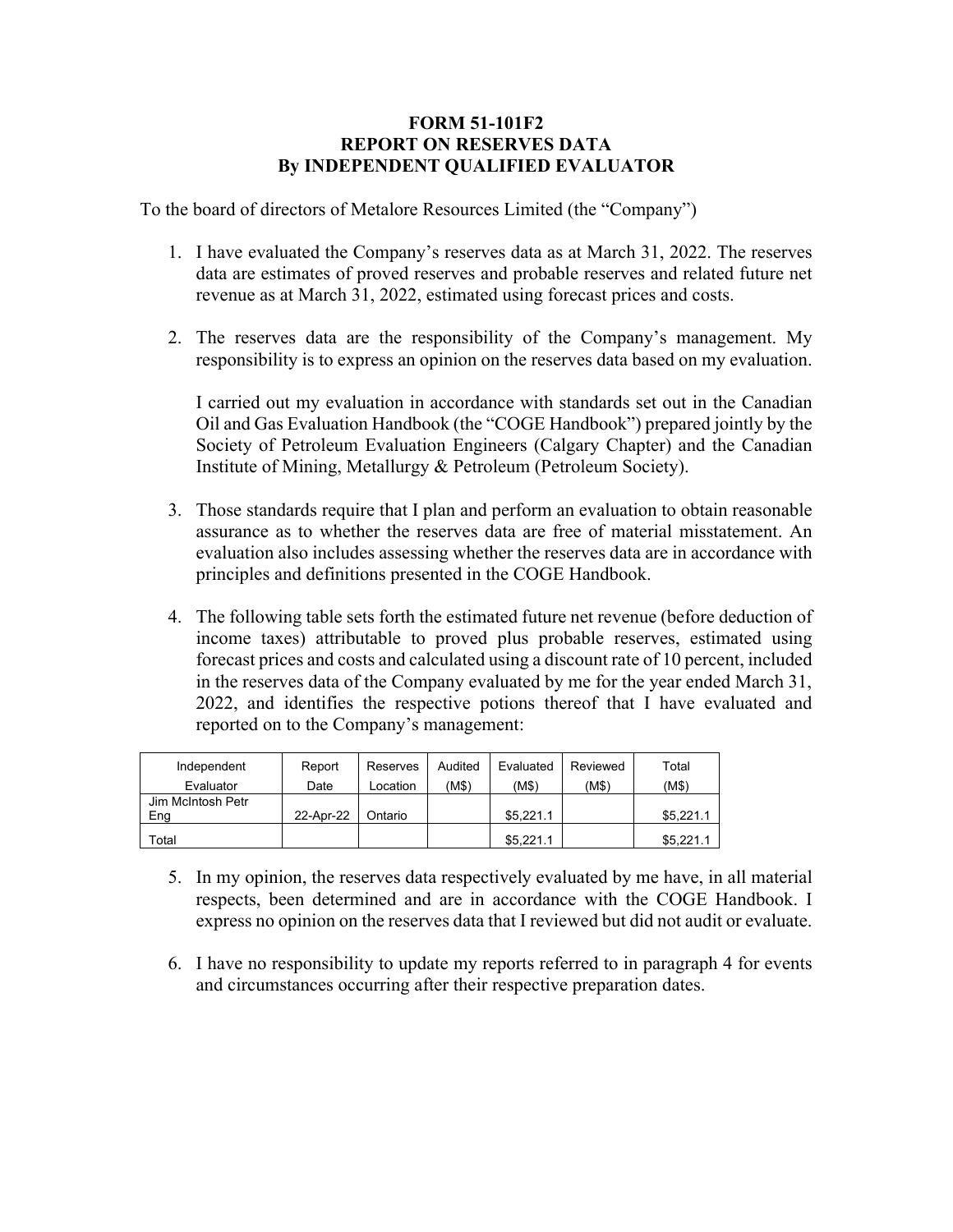# FORM 51-101F2
# REPORT ON RESERVES DATA
# By INDEPENDENT QUALIFIED EVALUATOR

To the board of directors of Metalore Resources Limited (the "Company")

1. I have evaluated the Company's reserves data as at March 31, 2022. The reserves data are estimates of proved reserves and probable reserves and related future net revenue as at March 31, 2022, estimated using forecast prices and costs.

2. The reserves data are the responsibility of the Company's management. My responsibility is to express an opinion on the reserves data based on my evaluation.

   I carried out my evaluation in accordance with standards set out in the Canadian Oil and Gas Evaluation Handbook (the "COGE Handbook") prepared jointly by the Society of Petroleum Evaluation Engineers (Calgary Chapter) and the Canadian Institute of Mining, Metallurgy & Petroleum (Petroleum Society).

3. Those standards require that I plan and perform an evaluation to obtain reasonable assurance as to whether the reserves data are free of material misstatement. An evaluation also includes assessing whether the reserves data are in accordance with principles and definitions presented in the COGE Handbook.

4. The following table sets forth the estimated future net revenue (before deduction of income taxes) attributable to proved plus probable reserves, estimated using forecast prices and costs and calculated using a discount rate of 10 percent, included in the reserves data of the Company evaluated by me for the year ended March 31, 2022, and identifies the respective potions thereof that I have evaluated and reported on to the Company's management:

| Independent Evaluator | Report Date | Reserves Location | Audited (M$) | Evaluated (M$) | Reviewed (M$) | Total (M$) |
|---|---|---|---|---|---|---|
| Jim McIntosh Petr Eng | 22-Apr-22 | Ontario | | $5,221.1 | | $5,221.1 |
| Total | | | | $5,221.1 | | $5,221.1 |

5. In my opinion, the reserves data respectively evaluated by me have, in all material respects, been determined and are in accordance with the COGE Handbook. I express no opinion on the reserves data that I reviewed but did not audit or evaluate.

6. I have no responsibility to update my reports referred to in paragraph 4 for events and circumstances occurring after their respective preparation dates.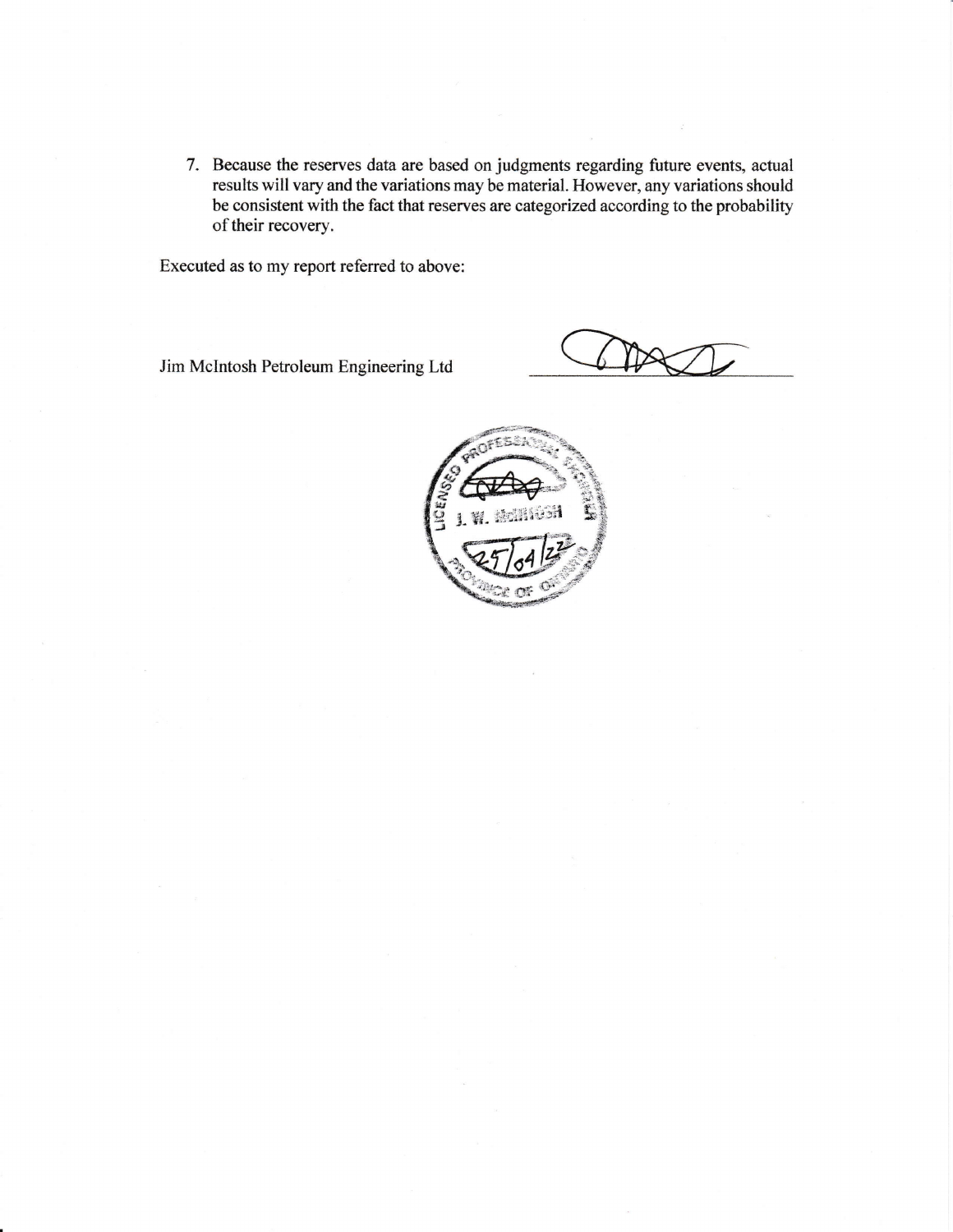7. Because the reserves data are based on judgments regarding future events, actual results will vary and the variations may be material. However, any variations should be consistent with the fact that reserves are categorized according to the probability of their recovery.

Executed as to my report referred to above:

Jim McIntosh Petroleum Engineering Ltd

LICENSED PROFESSIONAL ENGINEER
J. W. McINTOSH
25/04/22
PROVINCE OF ONTARIO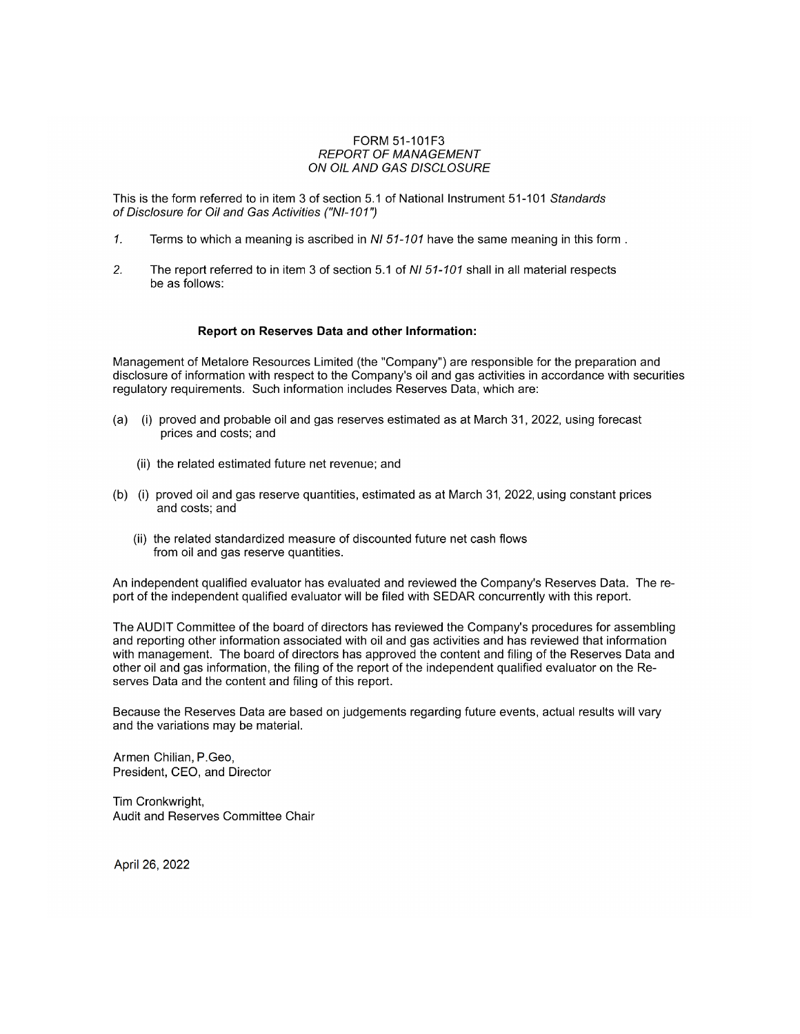# FORM 51-101F3
## *REPORT OF MANAGEMENT ON OIL AND GAS DISCLOSURE*

This is the form referred to in item 3 of section 5.1 of National Instrument 51-101 *Standards of Disclosure for Oil and Gas Activities ("NI-101")*

*1.* Terms to which a meaning is ascribed in *NI 51-101* have the same meaning in this form .

*2.* The report referred to in item 3 of section 5.1 of *NI 51-101* shall in all material respects be as follows:

### Report on Reserves Data and other Information:

Management of Metalore Resources Limited (the "Company") are responsible for the preparation and disclosure of information with respect to the Company's oil and gas activities in accordance with securities regulatory requirements. Such information includes Reserves Data, which are:

(a) (i) proved and probable oil and gas reserves estimated as at March 31, 2022, using forecast prices and costs; and

(ii) the related estimated future net revenue; and

(b) (i) proved oil and gas reserve quantities, estimated as at March 31, 2022, using constant prices and costs; and

(ii) the related standardized measure of discounted future net cash flows from oil and gas reserve quantities.

An independent qualified evaluator has evaluated and reviewed the Company's Reserves Data. The report of the independent qualified evaluator will be filed with SEDAR concurrently with this report.

The AUDIT Committee of the board of directors has reviewed the Company's procedures for assembling and reporting other information associated with oil and gas activities and has reviewed that information with management. The board of directors has approved the content and filing of the Reserves Data and other oil and gas information, the filing of the report of the independent qualified evaluator on the Reserves Data and the content and filing of this report.

Because the Reserves Data are based on judgements regarding future events, actual results will vary and the variations may be material.

Armen Chilian, P.Geo,
President, CEO, and Director

Tim Cronkwright,
Audit and Reserves Committee Chair

April 26, 2022